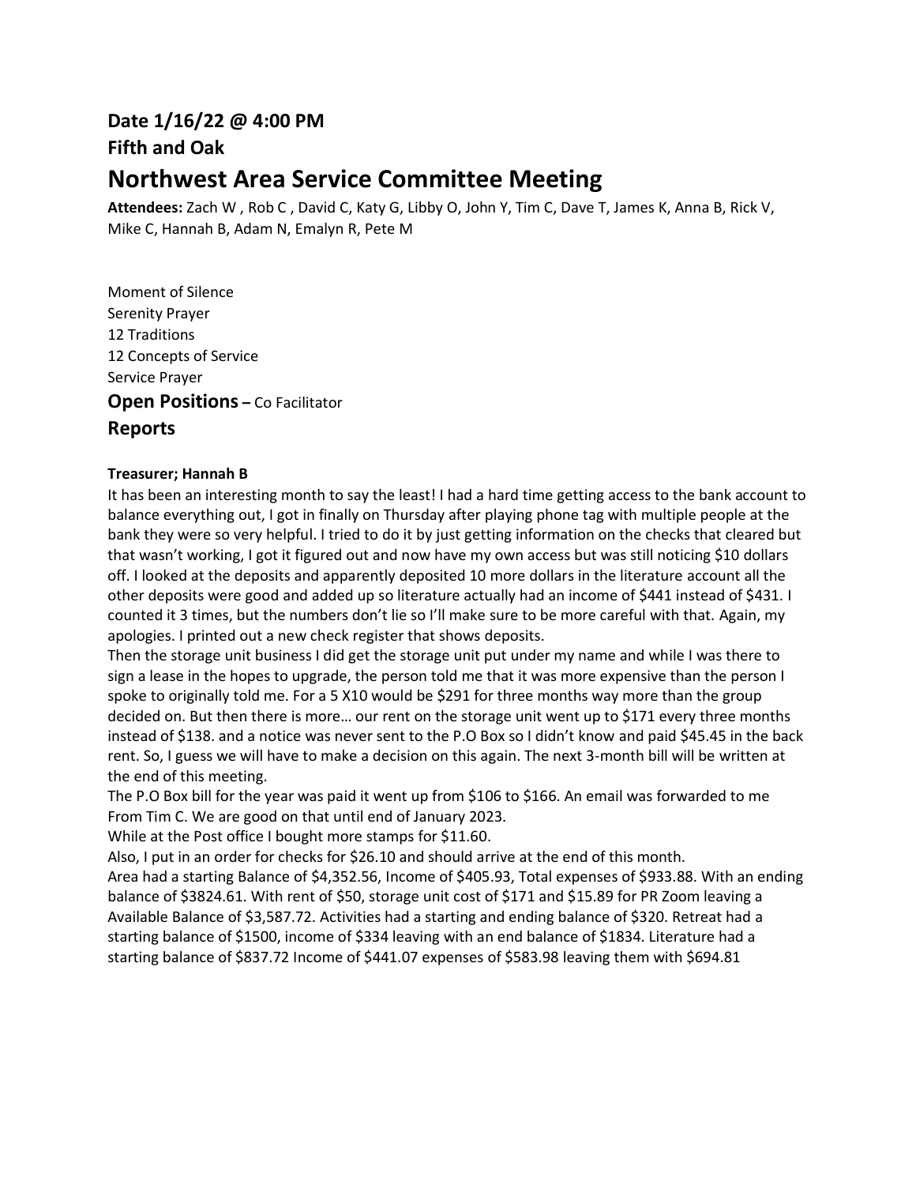**Date 1/16/22 @ 4:00 PM**

**Fifth and Oak**

# Northwest Area Service Committee Meeting

**Attendees:** Zach W , Rob C , David C, Katy G, Libby O, John Y, Tim C, Dave T, James K, Anna B, Rick V, Mike C, Hannah B, Adam N, Emalyn R, Pete M

Moment of Silence
Serenity Prayer
12 Traditions
12 Concepts of Service
Service Prayer

## Open Positions – Co Facilitator

## Reports

### Treasurer; Hannah B

It has been an interesting month to say the least! I had a hard time getting access to the bank account to balance everything out, I got in finally on Thursday after playing phone tag with multiple people at the bank they were so very helpful. I tried to do it by just getting information on the checks that cleared but that wasn't working, I got it figured out and now have my own access but was still noticing $10 dollars off. I looked at the deposits and apparently deposited 10 more dollars in the literature account all the other deposits were good and added up so literature actually had an income of $441 instead of $431. I counted it 3 times, but the numbers don't lie so I'll make sure to be more careful with that. Again, my apologies. I printed out a new check register that shows deposits.

Then the storage unit business I did get the storage unit put under my name and while I was there to sign a lease in the hopes to upgrade, the person told me that it was more expensive than the person I spoke to originally told me. For a 5 X10 would be $291 for three months way more than the group decided on. But then there is more… our rent on the storage unit went up to $171 every three months instead of $138. and a notice was never sent to the P.O Box so I didn't know and paid $45.45 in the back rent. So, I guess we will have to make a decision on this again. The next 3-month bill will be written at the end of this meeting.

The P.O Box bill for the year was paid it went up from $106 to $166. An email was forwarded to me From Tim C. We are good on that until end of January 2023.

While at the Post office I bought more stamps for $11.60.

Also, I put in an order for checks for $26.10 and should arrive at the end of this month.

Area had a starting Balance of $4,352.56, Income of $405.93, Total expenses of $933.88. With an ending balance of $3824.61. With rent of $50, storage unit cost of $171 and $15.89 for PR Zoom leaving a Available Balance of $3,587.72. Activities had a starting and ending balance of $320. Retreat had a starting balance of $1500, income of $334 leaving with an end balance of $1834. Literature had a starting balance of $837.72 Income of $441.07 expenses of $583.98 leaving them with $694.81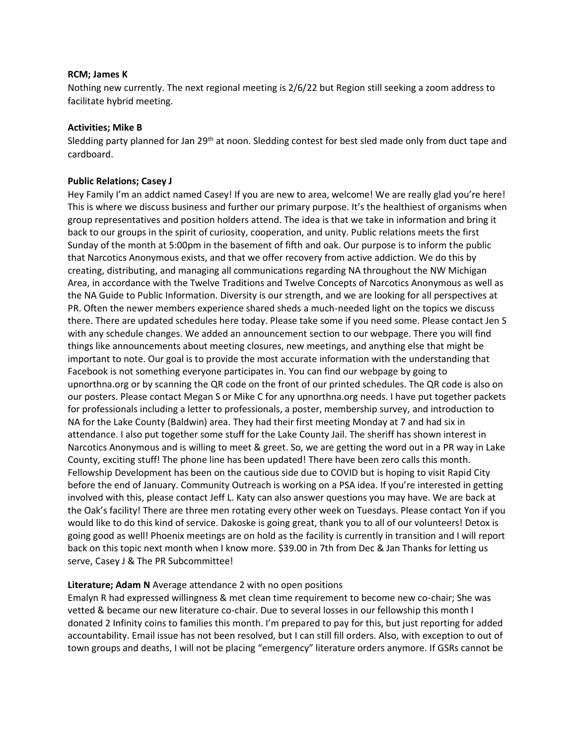**RCM; James K**
Nothing new currently. The next regional meeting is 2/6/22 but Region still seeking a zoom address to facilitate hybrid meeting.

**Activities; Mike B**
Sledding party planned for Jan 29th at noon. Sledding contest for best sled made only from duct tape and cardboard.

**Public Relations; Casey J**
Hey Family I'm an addict named Casey! If you are new to area, welcome! We are really glad you're here! This is where we discuss business and further our primary purpose. It's the healthiest of organisms when group representatives and position holders attend. The idea is that we take in information and bring it back to our groups in the spirit of curiosity, cooperation, and unity. Public relations meets the first Sunday of the month at 5:00pm in the basement of fifth and oak. Our purpose is to inform the public that Narcotics Anonymous exists, and that we offer recovery from active addiction. We do this by creating, distributing, and managing all communications regarding NA throughout the NW Michigan Area, in accordance with the Twelve Traditions and Twelve Concepts of Narcotics Anonymous as well as the NA Guide to Public Information. Diversity is our strength, and we are looking for all perspectives at PR. Often the newer members experience shared sheds a much-needed light on the topics we discuss there. There are updated schedules here today. Please take some if you need some. Please contact Jen S with any schedule changes. We added an announcement section to our webpage. There you will find things like announcements about meeting closures, new meetings, and anything else that might be important to note. Our goal is to provide the most accurate information with the understanding that Facebook is not something everyone participates in. You can find our webpage by going to upnorthna.org or by scanning the QR code on the front of our printed schedules. The QR code is also on our posters. Please contact Megan S or Mike C for any upnorthna.org needs. I have put together packets for professionals including a letter to professionals, a poster, membership survey, and introduction to NA for the Lake County (Baldwin) area. They had their first meeting Monday at 7 and had six in attendance. I also put together some stuff for the Lake County Jail. The sheriff has shown interest in Narcotics Anonymous and is willing to meet & greet. So, we are getting the word out in a PR way in Lake County, exciting stuff! The phone line has been updated! There have been zero calls this month. Fellowship Development has been on the cautious side due to COVID but is hoping to visit Rapid City before the end of January. Community Outreach is working on a PSA idea. If you're interested in getting involved with this, please contact Jeff L. Katy can also answer questions you may have. We are back at the Oak's facility! There are three men rotating every other week on Tuesdays. Please contact Yon if you would like to do this kind of service. Dakoske is going great, thank you to all of our volunteers! Detox is going good as well! Phoenix meetings are on hold as the facility is currently in transition and I will report back on this topic next month when I know more. $39.00 in 7th from Dec & Jan Thanks for letting us serve, Casey J & The PR Subcommittee!

**Literature; Adam N** Average attendance 2 with no open positions
Emalyn R had expressed willingness & met clean time requirement to become new co-chair; She was vetted & became our new literature co-chair. Due to several losses in our fellowship this month I donated 2 Infinity coins to families this month. I'm prepared to pay for this, but just reporting for added accountability. Email issue has not been resolved, but I can still fill orders. Also, with exception to out of town groups and deaths, I will not be placing "emergency" literature orders anymore. If GSRs cannot be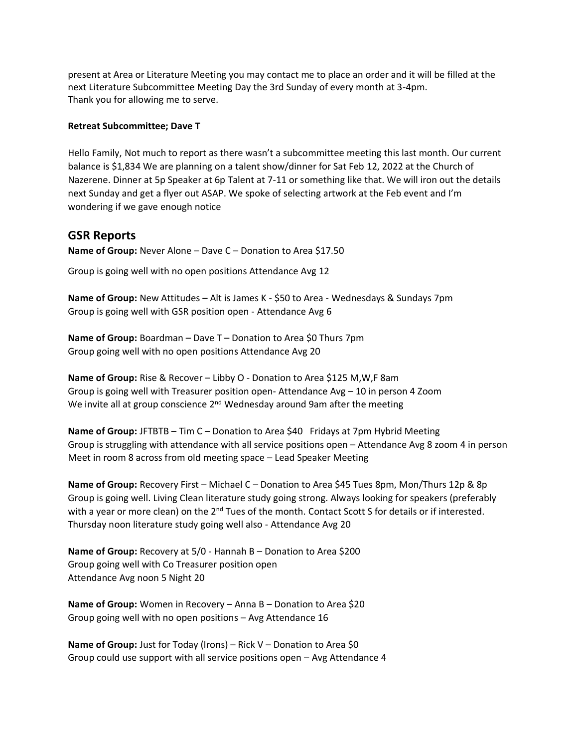present at Area or Literature Meeting you may contact me to place an order and it will be filled at the next Literature Subcommittee Meeting Day the 3rd Sunday of every month at 3-4pm.
Thank you for allowing me to serve.

**Retreat Subcommittee; Dave T**

Hello Family, Not much to report as there wasn't a subcommittee meeting this last month. Our current balance is $1,834 We are planning on a talent show/dinner for Sat Feb 12, 2022 at the Church of Nazerene. Dinner at 5p Speaker at 6p Talent at 7-11 or something like that. We will iron out the details next Sunday and get a flyer out ASAP. We spoke of selecting artwork at the Feb event and I'm wondering if we gave enough notice

## GSR Reports

**Name of Group:** Never Alone – Dave C – Donation to Area $17.50

Group is going well with no open positions Attendance Avg 12

**Name of Group:** New Attitudes – Alt is James K - $50 to Area - Wednesdays & Sundays 7pm
Group is going well with GSR position open - Attendance Avg 6

**Name of Group:** Boardman – Dave T – Donation to Area $0 Thurs 7pm
Group going well with no open positions Attendance Avg 20

**Name of Group:** Rise & Recover – Libby O - Donation to Area $125 M,W,F 8am
Group is going well with Treasurer position open- Attendance Avg – 10 in person 4 Zoom
We invite all at group conscience 2nd Wednesday around 9am after the meeting

**Name of Group:** JFTBTB – Tim C – Donation to Area $40 Fridays at 7pm Hybrid Meeting
Group is struggling with attendance with all service positions open – Attendance Avg 8 zoom 4 in person
Meet in room 8 across from old meeting space – Lead Speaker Meeting

**Name of Group:** Recovery First – Michael C – Donation to Area $45 Tues 8pm, Mon/Thurs 12p & 8p
Group is going well. Living Clean literature study going strong. Always looking for speakers (preferably with a year or more clean) on the 2nd Tues of the month. Contact Scott S for details or if interested.
Thursday noon literature study going well also - Attendance Avg 20

**Name of Group:** Recovery at 5/0 - Hannah B – Donation to Area $200
Group going well with Co Treasurer position open
Attendance Avg noon 5 Night 20

**Name of Group:** Women in Recovery – Anna B – Donation to Area $20
Group going well with no open positions – Avg Attendance 16

**Name of Group:** Just for Today (Irons) – Rick V – Donation to Area $0
Group could use support with all service positions open – Avg Attendance 4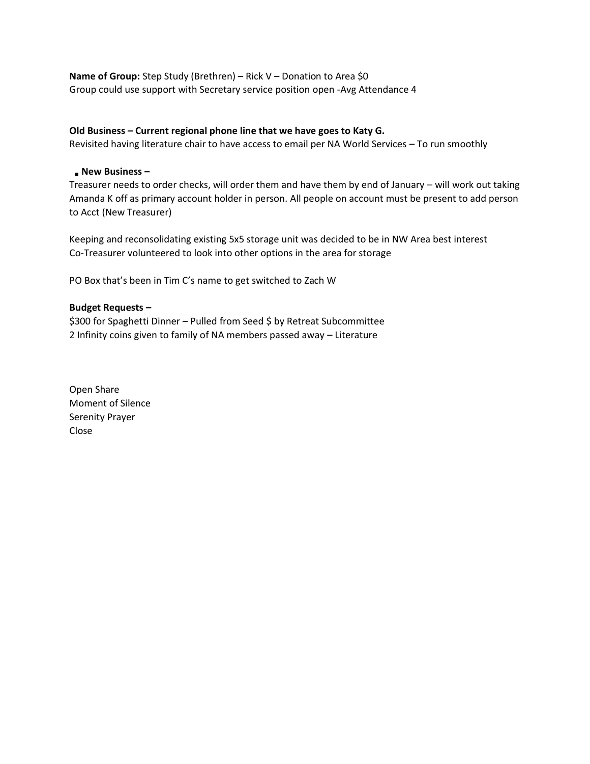**Name of Group:** Step Study (Brethren) – Rick V – Donation to Area $0
Group could use support with Secretary service position open -Avg Attendance 4

**Old Business – Current regional phone line that we have goes to Katy G.**
Revisited having literature chair to have access to email per NA World Services – To run smoothly

- **New Business –**

Treasurer needs to order checks, will order them and have them by end of January – will work out taking Amanda K off as primary account holder in person. All people on account must be present to add person to Acct (New Treasurer)

Keeping and reconsolidating existing 5x5 storage unit was decided to be in NW Area best interest
Co-Treasurer volunteered to look into other options in the area for storage

PO Box that's been in Tim C's name to get switched to Zach W

**Budget Requests –**
$300 for Spaghetti Dinner – Pulled from Seed $ by Retreat Subcommittee
2 Infinity coins given to family of NA members passed away – Literature

Open Share
Moment of Silence
Serenity Prayer
Close